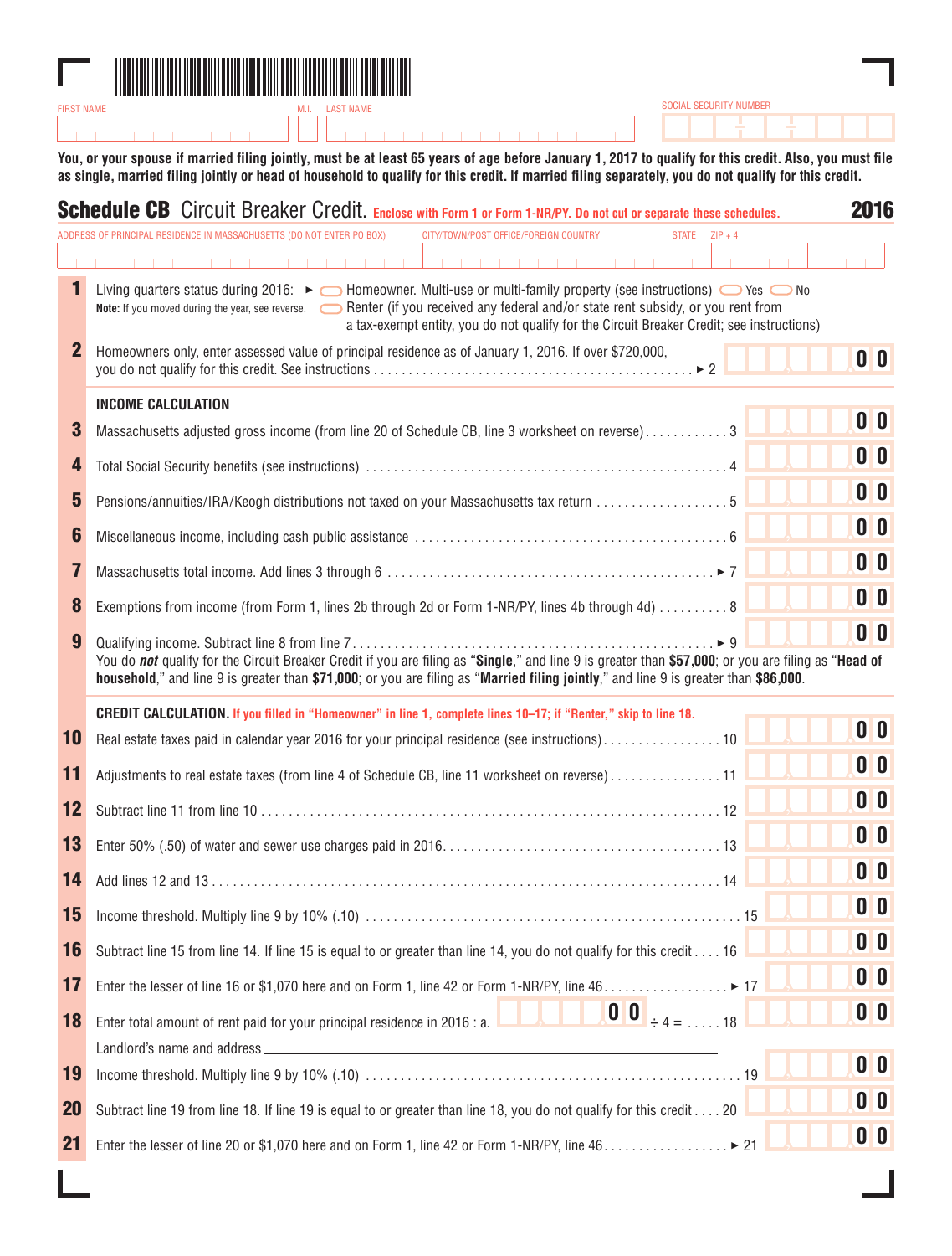FIRST NAME | M.I. | LAST NAME | SOCIAL SECURITY NUMBER

**You, or your spouse if married filing jointly, must be at least 65 years of age before January 1, 2017 to qualify for this credit. Also, you must file as single, married filing jointly or head of household to qualify for this credit. If married filing separately, you do not qualify for this credit.**

# Schedule CB Circuit Breaker Credit. 2016

**Enclose with Form 1 or Form 1-NR/PY. Do not cut or separate these schedules.**

ADDRESS OF PRINCIPAL RESIDENCE IN MASSACHUSETTS (DO NOT ENTER PO BOX) | CITY/TOWN/POST OFFICE/FOREIGN COUNTRY | STATE | ZIP + 4

**1** Living quarters status during 2016: ► ◯ Homeowner. Multi-use or multi-family property (see instructions) ◯ Yes ◯ No
◯ Renter (if you received any federal and/or state rent subsidy, or you rent from a tax-exempt entity, you do not qualify for the Circuit Breaker Credit; see instructions)

**Note:** If you moved during the year, see reverse.

**2** Homeowners only, enter assessed value of principal residence as of January 1, 2016. If over $720,000, you do not qualify for this credit. See instructions ► 2 ______ 00

### INCOME CALCULATION

**3** Massachusetts adjusted gross income (from line 20 of Schedule CB, line 3 worksheet on reverse) 3 ______ 00

**4** Total Social Security benefits (see instructions) 4 ______ 00

**5** Pensions/annuities/IRA/Keogh distributions not taxed on your Massachusetts tax return 5 ______ 00

**6** Miscellaneous income, including cash public assistance 6 ______ 00

**7** Massachusetts total income. Add lines 3 through 6 ► 7 ______ 00

**8** Exemptions from income (from Form 1, lines 2b through 2d or Form 1-NR/PY, lines 4b through 4d) 8 ______ 00

**9** Qualifying income. Subtract line 8 from line 7 ► 9 ______ 00

You do ***not*** qualify for the Circuit Breaker Credit if you are filing as "**Single**," and line 9 is greater than **$57,000**; or you are filing as "**Head of household**," and line 9 is greater than **$71,000**; or you are filing as "**Married filing jointly**," and line 9 is greater than **$86,000**.

### CREDIT CALCULATION. If you filled in "Homeowner" in line 1, complete lines 10–17; if "Renter," skip to line 18.

**10** Real estate taxes paid in calendar year 2016 for your principal residence (see instructions) 10 ______ 00

**11** Adjustments to real estate taxes (from line 4 of Schedule CB, line 11 worksheet on reverse) 11 ______ 00

**12** Subtract line 11 from line 10 12 ______ 00

**13** Enter 50% (.50) of water and sewer use charges paid in 2016 13 ______ 00

**14** Add lines 12 and 13 14 ______ 00

**15** Income threshold. Multiply line 9 by 10% (.10) 15 ______ 00

**16** Subtract line 15 from line 14. If line 15 is equal to or greater than line 14, you do not qualify for this credit 16 ______ 00

**17** Enter the lesser of line 16 or $1,070 here and on Form 1, line 42 or Form 1-NR/PY, line 46 ► 17 ______ 00

**18** Enter total amount of rent paid for your principal residence in 2016 : a. ______ 00 ÷ 4 = 18 ______ 00

Landlord's name and address ____________________

**19** Income threshold. Multiply line 9 by 10% (.10) 19 ______ 00

**20** Subtract line 19 from line 18. If line 19 is equal to or greater than line 18, you do not qualify for this credit 20 ______ 00

**21** Enter the lesser of line 20 or $1,070 here and on Form 1, line 42 or Form 1-NR/PY, line 46 ► 21 ______ 00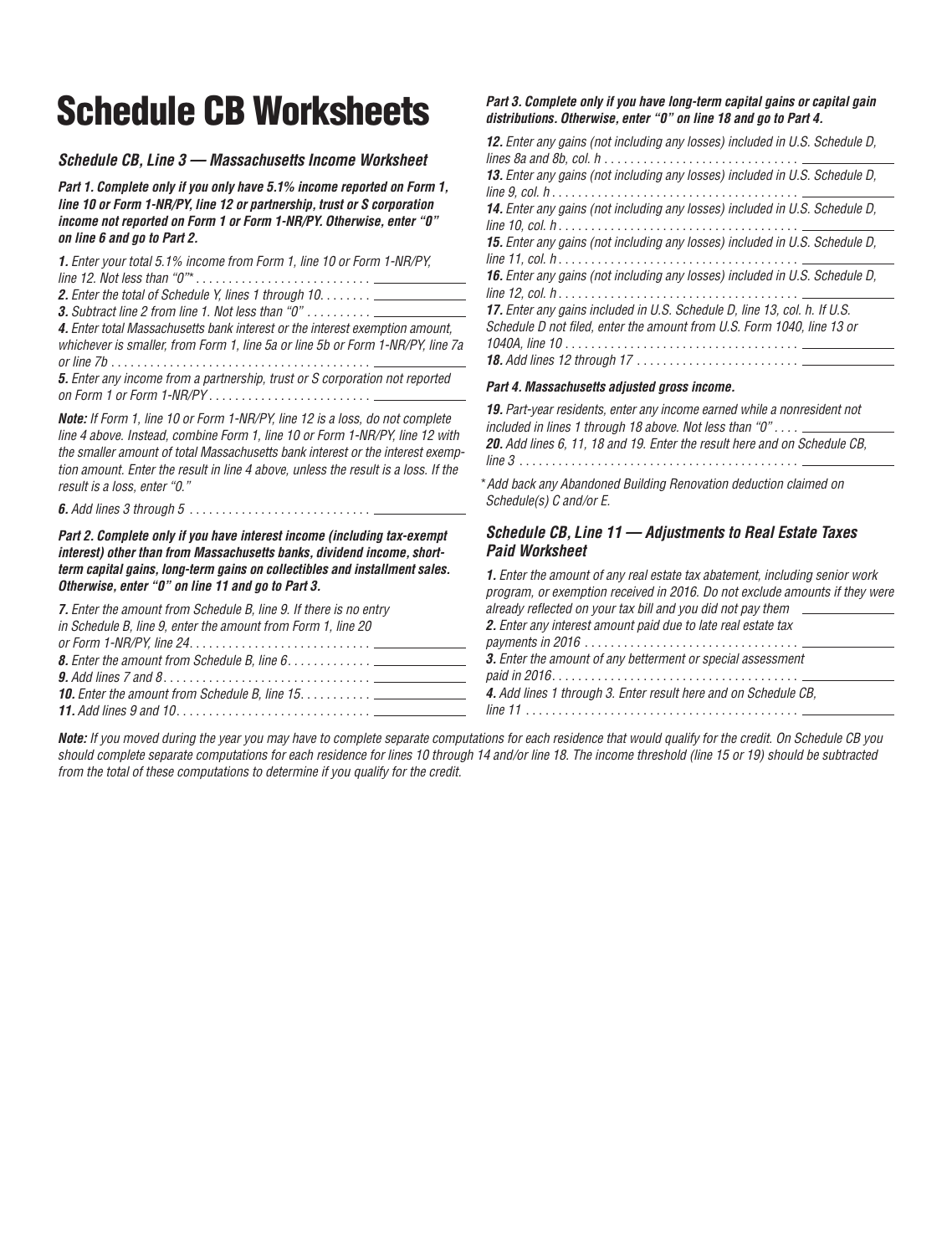# Schedule CB Worksheets

## *Schedule CB, Line 3 — Massachusetts Income Worksheet*

***Part 1. Complete only if you only have 5.1% income reported on Form 1, line 10 or Form 1-NR/PY, line 12 or partnership, trust or S corporation income not reported on Form 1 or Form 1-NR/PY. Otherwise, enter "0" on line 6 and go to Part 2.***

***1.*** *Enter your total 5.1% income from Form 1, line 10 or Form 1-NR/PY, line 12. Not less than "0"\** . . . . . . . . . . . . . . . . . . . . . . . . . . ______

***2.*** *Enter the total of Schedule Y, lines 1 through 10.* . . . . . . . . ______

***3.*** *Subtract line 2 from line 1. Not less than "0"* . . . . . . . . . . ______

***4.*** *Enter total Massachusetts bank interest or the interest exemption amount, whichever is smaller, from Form 1, line 5a or line 5b or Form 1-NR/PY, line 7a or line 7b* . . . . . . . . . . . . . . . . . . . . . . . . . . . . . . . . . . . . . . . ______

***5.*** *Enter any income from a partnership, trust or S corporation not reported on Form 1 or Form 1-NR/PY* . . . . . . . . . . . . . . . . . . . . . . . . ______

***Note:*** *If Form 1, line 10 or Form 1-NR/PY, line 12 is a loss, do not complete line 4 above. Instead, combine Form 1, line 10 or Form 1-NR/PY, line 12 with the smaller amount of total Massachusetts bank interest or the interest exemption amount. Enter the result in line 4 above, unless the result is a loss. If the result is a loss, enter "0."*

***6.*** *Add lines 3 through 5* . . . . . . . . . . . . . . . . . . . . . . . . . . . ______

***Part 2. Complete only if you have interest income (including tax-exempt interest) other than from Massachusetts banks, dividend income, short-term capital gains, long-term gains on collectibles and installment sales. Otherwise, enter "0" on line 11 and go to Part 3.***

***7.*** *Enter the amount from Schedule B, line 9. If there is no entry in Schedule B, line 9, enter the amount from Form 1, line 20 or Form 1-NR/PY, line 24.* . . . . . . . . . . . . . . . . . . . . . . . . . . . ______

***8.*** *Enter the amount from Schedule B, line 6* . . . . . . . . . . . . ______

***9.*** *Add lines 7 and 8* . . . . . . . . . . . . . . . . . . . . . . . . . . . . . . . ______

***10.*** *Enter the amount from Schedule B, line 15* . . . . . . . . . . . ______

***11.*** *Add lines 9 and 10* . . . . . . . . . . . . . . . . . . . . . . . . . . . . . ______

***Part 3. Complete only if you have long-term capital gains or capital gain distributions. Otherwise, enter "0" on line 18 and go to Part 4.***

***12.*** *Enter any gains (not including any losses) included in U.S. Schedule D, lines 8a and 8b, col. h* . . . . . . . . . . . . . . . . . . . . . . . . . . . . . ______

***13.*** *Enter any gains (not including any losses) included in U.S. Schedule D, line 9, col. h* . . . . . . . . . . . . . . . . . . . . . . . . . . . . . . . . . . . . . ______

***14.*** *Enter any gains (not including any losses) included in U.S. Schedule D, line 10, col. h* . . . . . . . . . . . . . . . . . . . . . . . . . . . . . . . . . . . . ______

***15.*** *Enter any gains (not including any losses) included in U.S. Schedule D, line 11, col. h* . . . . . . . . . . . . . . . . . . . . . . . . . . . . . . . . . . . . ______

***16.*** *Enter any gains (not including any losses) included in U.S. Schedule D, line 12, col. h* . . . . . . . . . . . . . . . . . . . . . . . . . . . . . . . . . . . . ______

***17.*** *Enter any gains included in U.S. Schedule D, line 13, col. h. If U.S. Schedule D not filed, enter the amount from U.S. Form 1040, line 13 or 1040A, line 10* . . . . . . . . . . . . . . . . . . . . . . . . . . . . . . . . . . . ______

***18.*** *Add lines 12 through 17* . . . . . . . . . . . . . . . . . . . . . . . . . ______

***Part 4. Massachusetts adjusted gross income.***

***19.*** *Part-year residents, enter any income earned while a nonresident not included in lines 1 through 18 above. Not less than "0"* . . . . ______

***20.*** *Add lines 6, 11, 18 and 19. Enter the result here and on Schedule CB, line 3* . . . . . . . . . . . . . . . . . . . . . . . . . . . . . . . . . . . . . . . . . . ______

*\* Add back any Abandoned Building Renovation deduction claimed on Schedule(s) C and/or E.*

## *Schedule CB, Line 11 — Adjustments to Real Estate Taxes Paid Worksheet*

***1.*** *Enter the amount of any real estate tax abatement, including senior work program, or exemption received in 2016. Do not exclude amounts if they were already reflected on your tax bill and you did not pay them* ______

***2.*** *Enter any interest amount paid due to late real estate tax payments in 2016* . . . . . . . . . . . . . . . . . . . . . . . . . . . . . . . . ______

***3.*** *Enter the amount of any betterment or special assessment paid in 2016.* . . . . . . . . . . . . . . . . . . . . . . . . . . . . . . . . . . . . ______

***4.*** *Add lines 1 through 3. Enter result here and on Schedule CB, line 11* . . . . . . . . . . . . . . . . . . . . . . . . . . . . . . . . . . . . . . . . . ______

***Note:*** *If you moved during the year you may have to complete separate computations for each residence that would qualify for the credit. On Schedule CB you should complete separate computations for each residence for lines 10 through 14 and/or line 18. The income threshold (line 15 or 19) should be subtracted from the total of these computations to determine if you qualify for the credit.*